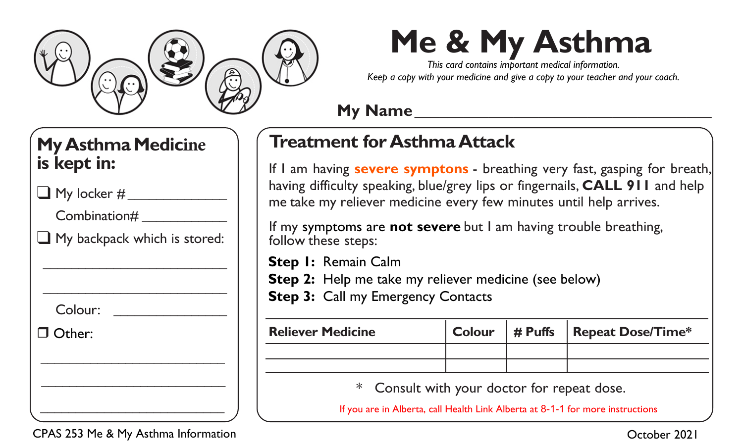# Me & My Asthma

*This card contains important medical information.*
*Keep a copy with your medicine and give a copy to your teacher and your coach.*

**My Name** ________________________________

## My Asthma Medicine is kept in:

- ❑ My locker # ______________
  Combination# ____________
- ❑ My backpack which is stored:
  ________________________
  ________________________
  Colour: ________________
- ❐ Other:
  ________________________
  ________________________
  ________________________

## Treatment for Asthma Attack

If I am having **severe symptons** - breathing very fast, gasping for breath, having difficulty speaking, blue/grey lips or fingernails, **CALL 911** and help me take my reliever medicine every few minutes until help arrives.

If my symptoms are **not severe** but I am having trouble breathing, follow these steps:

**Step 1:** Remain Calm
**Step 2:** Help me take my reliever medicine (see below)
**Step 3:** Call my Emergency Contacts

| Reliever Medicine | Colour | # Puffs | Repeat Dose/Time* |
|---|---|---|---|
| | | | |
| | | | |

\* Consult with your doctor for repeat dose.

If you are in Alberta, call Health Link Alberta at 8-1-1 for more instructions

CPAS 253 Me & My Asthma Information

October 2021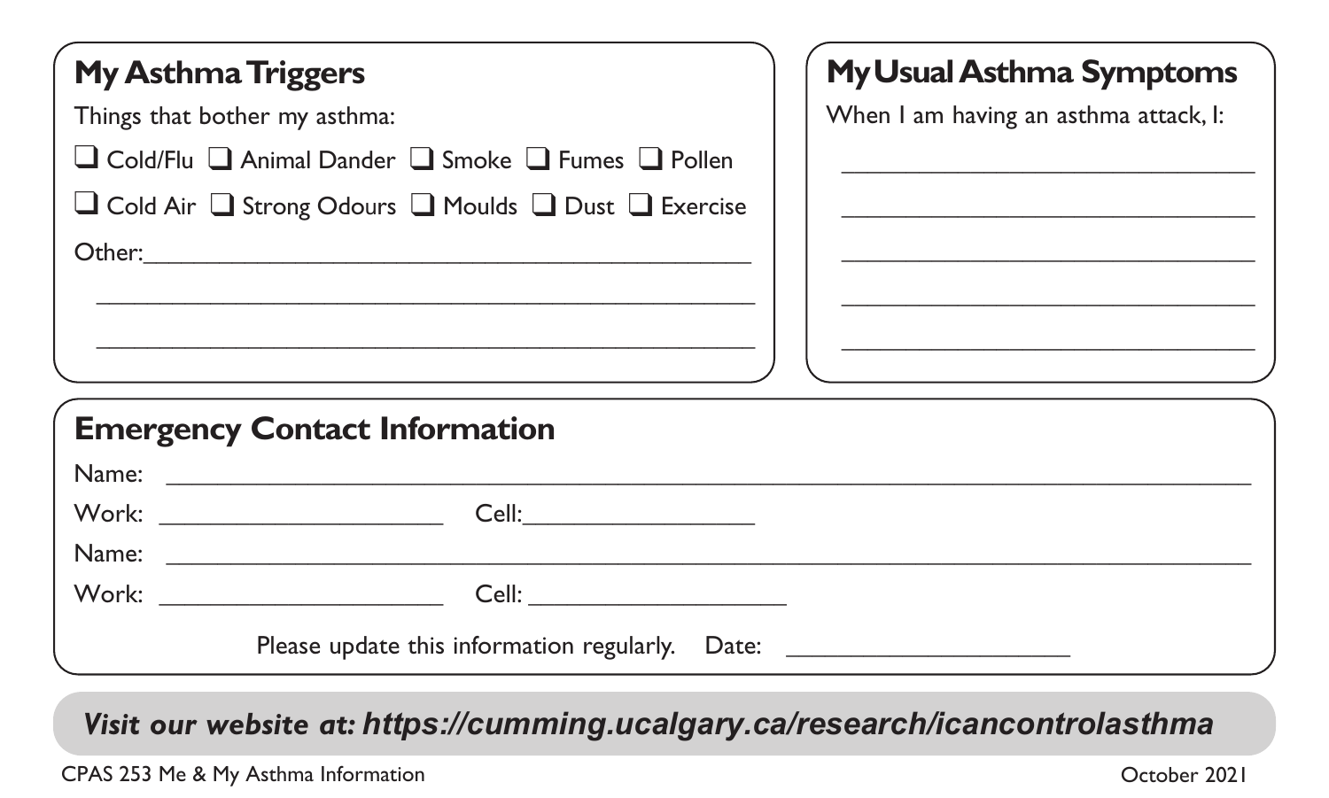## My Asthma Triggers

Things that bother my asthma:

❑ Cold/Flu ❑ Animal Dander ❑ Smoke ❑ Fumes ❑ Pollen

❑ Cold Air ❑ Strong Odours ❑ Moulds ❑ Dust ❑ Exercise

Other:_______________________________________________

_______________________________________________

_______________________________________________

## My Usual Asthma Symptoms

When I am having an asthma attack, I:

_______________________________

_______________________________

_______________________________

_______________________________

_______________________________

## Emergency Contact Information

Name: _______________________________________________

Work: _____________________ Cell:_________________

Name: _______________________________________________

Work: _____________________ Cell: ___________________

Please update this information regularly. Date: _____________________

***Visit our website at: https://cumming.ucalgary.ca/research/icancontrolasthma***

CPAS 253 Me & My Asthma Information

October 2021